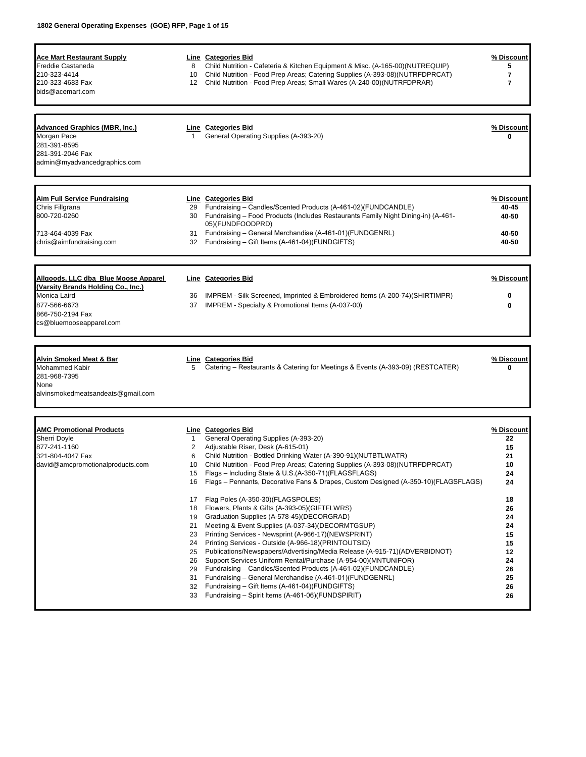**1802 General Operating Expenses (GOE) RFP**

| Vendor | Line | Categories Bid | % Discount |
|---|---|---|---|
| **Ace Mart Restaurant Supply**<br>Freddie Castaneda<br>210-323-4414<br>210-323-4683 Fax<br>bids@acemart.com | 8 | Child Nutrition - Cafeteria & Kitchen Equipment & Misc. (A-165-00)(NUTREQUIP) | 5 |
| | 10 | Child Nutrition - Food Prep Areas; Catering Supplies (A-393-08)(NUTRFDPRCAT) | 7 |
| | 12 | Child Nutrition - Food Prep Areas; Small Wares (A-240-00)(NUTRFDPRAR) | 7 |

| Vendor | Line | Categories Bid | % Discount |
|---|---|---|---|
| **Advanced Graphics (MBR, Inc.)**<br>Morgan Pace<br>281-391-8595<br>281-391-2046 Fax<br>admin@myadvancedgraphics.com | 1 | General Operating Supplies (A-393-20) | 0 |

| Vendor | Line | Categories Bid | % Discount |
|---|---|---|---|
| **Aim Full Service Fundraising**<br>Chris Fillgrana<br>800-720-0260<br>713-464-4039 Fax<br>chris@aimfundraising.com | 29 | Fundraising – Candles/Scented Products (A-461-02)(FUNDCANDLE) | 40-45 |
| | 30 | Fundraising – Food Products (Includes Restaurants Family Night Dining-in) (A-461-05)(FUNDFOODPRD) | 40-50 |
| | 31 | Fundraising – General Merchandise (A-461-01)(FUNDGENRL) | 40-50 |
| | 32 | Fundraising – Gift Items (A-461-04)(FUNDGIFTS) | 40-50 |

| Vendor | Line | Categories Bid | % Discount |
|---|---|---|---|
| **Allgoods, LLC dba Blue Moose Apparel (Varsity Brands Holding Co., Inc.)**<br>Monica Laird<br>877-566-6673<br>866-750-2194 Fax<br>cs@bluemooseapparel.com | 36 | IMPREM - Silk Screened, Imprinted & Embroidered Items (A-200-74)(SHIRTIMPR) | 0 |
| | 37 | IMPREM - Specialty & Promotional Items (A-037-00) | 0 |

| Vendor | Line | Categories Bid | % Discount |
|---|---|---|---|
| **Alvin Smoked Meat & Bar**<br>Mohammed Kabir<br>281-968-7395<br>None<br>alvinsmokedmeatsandeats@gmail.com | 5 | Catering – Restaurants & Catering for Meetings & Events (A-393-09) (RESTCATER) | 0 |

| Vendor | Line | Categories Bid | % Discount |
|---|---|---|---|
| **AMC Promotional Products**<br>Sherri Doyle<br>877-241-1160<br>321-804-4047 Fax<br>david@amcpromotionalproducts.com | 1 | General Operating Supplies (A-393-20) | 22 |
| | 2 | Adjustable Riser, Desk (A-615-01) | 15 |
| | 6 | Child Nutrition - Bottled Drinking Water (A-390-91)(NUTBTLWATR) | 21 |
| | 10 | Child Nutrition - Food Prep Areas; Catering Supplies (A-393-08)(NUTRFDPRCAT) | 10 |
| | 15 | Flags – Including State & U.S.(A-350-71)(FLAGSFLAGS) | 24 |
| | 16 | Flags – Pennants, Decorative Fans & Drapes, Custom Designed (A-350-10)(FLAGSFLAGS) | 24 |
| | 17 | Flag Poles (A-350-30)(FLAGSPOLES) | 18 |
| | 18 | Flowers, Plants & Gifts (A-393-05)(GIFTFLWRS) | 26 |
| | 19 | Graduation Supplies (A-578-45)(DECORGRAD) | 24 |
| | 21 | Meeting & Event Supplies (A-037-34)(DECORMTGSUP) | 24 |
| | 23 | Printing Services - Newsprint (A-966-17)(NEWSPRINT) | 15 |
| | 24 | Printing Services - Outside (A-966-18)(PRINTOUTSID) | 15 |
| | 25 | Publications/Newspapers/Advertising/Media Release (A-915-71)(ADVERBIDNOT) | 12 |
| | 26 | Support Services Uniform Rental/Purchase (A-954-00)(MNTUNIFOR) | 24 |
| | 29 | Fundraising – Candles/Scented Products (A-461-02)(FUNDCANDLE) | 26 |
| | 31 | Fundraising – General Merchandise (A-461-01)(FUNDGENRL) | 25 |
| | 32 | Fundraising – Gift Items (A-461-04)(FUNDGIFTS) | 26 |
| | 33 | Fundraising – Spirit Items (A-461-06)(FUNDSPIRIT) | 26 |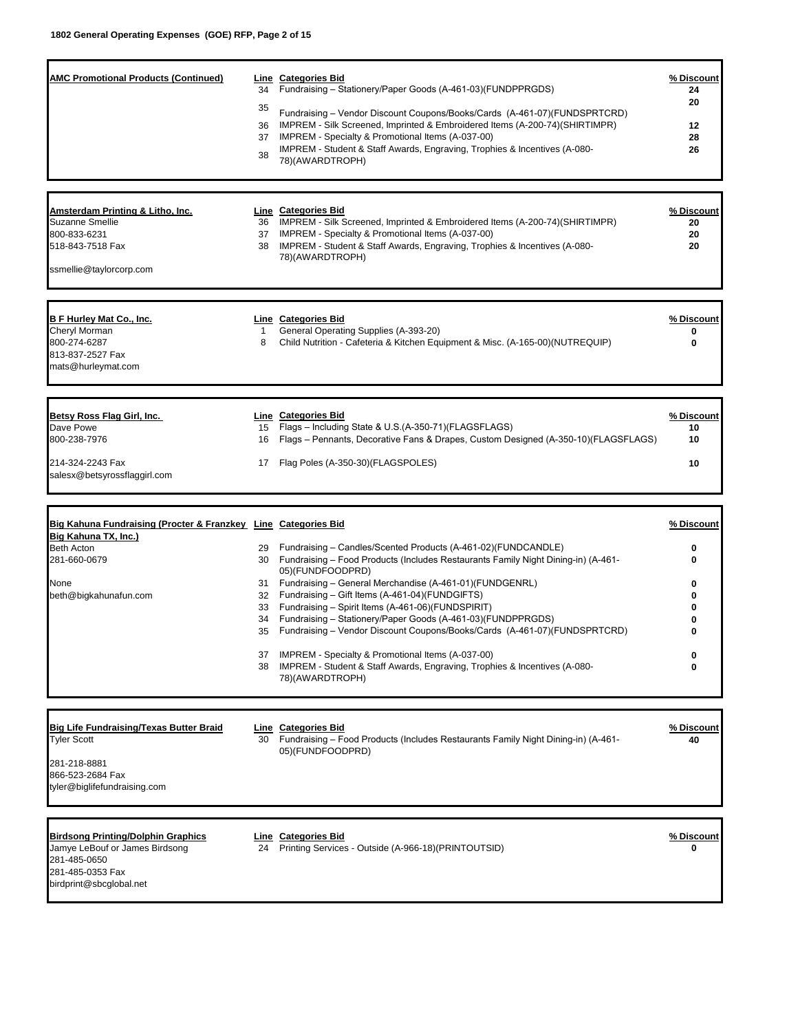**AMC Promotional Products (Continued)**

| Line | Categories Bid | % Discount |
|---|---|---|
| 34 | Fundraising – Stationery/Paper Goods (A-461-03)(FUNDPPRGDS) | 24 |
| 35 | Fundraising – Vendor Discount Coupons/Books/Cards (A-461-07)(FUNDSPRTCRD) | 20 |
| 36 | IMPREM - Silk Screened, Imprinted & Embroidered Items (A-200-74)(SHIRTIMPR) | 12 |
| 37 | IMPREM - Specialty & Promotional Items (A-037-00) | 28 |
| 38 | IMPREM - Student & Staff Awards, Engraving, Trophies & Incentives (A-080-78)(AWARDTROPH) | 26 |

**Amsterdam Printing & Litho, Inc.**
Suzanne Smellie
800-833-6231
518-843-7518 Fax
ssmellie@taylorcorp.com

| Line | Categories Bid | % Discount |
|---|---|---|
| 36 | IMPREM - Silk Screened, Imprinted & Embroidered Items (A-200-74)(SHIRTIMPR) | 20 |
| 37 | IMPREM - Specialty & Promotional Items (A-037-00) | 20 |
| 38 | IMPREM - Student & Staff Awards, Engraving, Trophies & Incentives (A-080-78)(AWARDTROPH) | 20 |

**B F Hurley Mat Co., Inc.**
Cheryl Morman
800-274-6287
813-837-2527 Fax
mats@hurleymat.com

| Line | Categories Bid | % Discount |
|---|---|---|
| 1 | General Operating Supplies (A-393-20) | 0 |
| 8 | Child Nutrition - Cafeteria & Kitchen Equipment & Misc. (A-165-00)(NUTREQUIP) | 0 |

**Betsy Ross Flag Girl, Inc.**
Dave Powe
800-238-7976
214-324-2243 Fax
salesx@betsyrossflaggirl.com

| Line | Categories Bid | % Discount |
|---|---|---|
| 15 | Flags – Including State & U.S.(A-350-71)(FLAGSFLAGS) | 10 |
| 16 | Flags – Pennants, Decorative Fans & Drapes, Custom Designed (A-350-10)(FLAGSFLAGS) | 10 |
| 17 | Flag Poles (A-350-30)(FLAGSPOLES) | 10 |

**Big Kahuna Fundraising (Procter & Franzkey Big Kahuna TX, Inc.)**
Beth Acton
281-660-0679
None
beth@bigkahunafun.com

| Line | Categories Bid | % Discount |
|---|---|---|
| 29 | Fundraising – Candles/Scented Products (A-461-02)(FUNDCANDLE) | 0 |
| 30 | Fundraising – Food Products (Includes Restaurants Family Night Dining-in) (A-461-05)(FUNDFOODPRD) | 0 |
| 31 | Fundraising – General Merchandise (A-461-01)(FUNDGENRL) | 0 |
| 32 | Fundraising – Gift Items (A-461-04)(FUNDGIFTS) | 0 |
| 33 | Fundraising – Spirit Items (A-461-06)(FUNDSPIRIT) | 0 |
| 34 | Fundraising – Stationery/Paper Goods (A-461-03)(FUNDPPRGDS) | 0 |
| 35 | Fundraising – Vendor Discount Coupons/Books/Cards (A-461-07)(FUNDSPRTCRD) | 0 |
| 37 | IMPREM - Specialty & Promotional Items (A-037-00) | 0 |
| 38 | IMPREM - Student & Staff Awards, Engraving, Trophies & Incentives (A-080-78)(AWARDTROPH) | 0 |

**Big Life Fundraising/Texas Butter Braid**
Tyler Scott
281-218-8881
866-523-2684 Fax
tyler@biglifefundraising.com

| Line | Categories Bid | % Discount |
|---|---|---|
| 30 | Fundraising – Food Products (Includes Restaurants Family Night Dining-in) (A-461-05)(FUNDFOODPRD) | 40 |

**Birdsong Printing/Dolphin Graphics**
Jamye LeBouf or James Birdsong
281-485-0650
281-485-0353 Fax
birdprint@sbcglobal.net

| Line | Categories Bid | % Discount |
|---|---|---|
| 24 | Printing Services - Outside (A-966-18)(PRINTOUTSID) | 0 |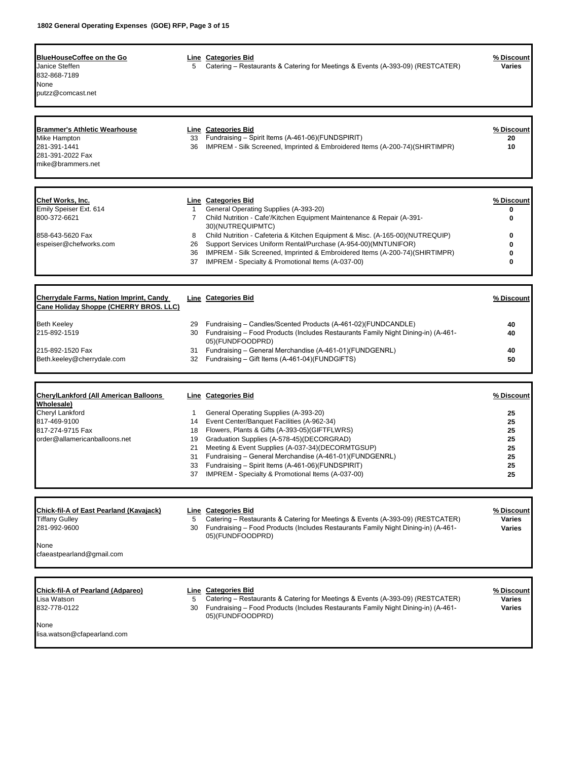| BlueHouseCoffee on the Go | Line | Categories Bid | % Discount |
|---|---|---|---|
| Janice Steffen | 5 | Catering – Restaurants & Catering for Meetings & Events (A-393-09) (RESTCATER) | Varies |
| 832-868-7189 | | | |
| None | | | |
| putzz@comcast.net | | | |

| Brammer's Athletic Wearhouse | Line | Categories Bid | % Discount |
|---|---|---|---|
| Mike Hampton | 33 | Fundraising – Spirit Items (A-461-06)(FUNDSPIRIT) | 20 |
| 281-391-1441 | 36 | IMPREM - Silk Screened, Imprinted & Embroidered Items (A-200-74)(SHIRTIMPR) | 10 |
| 281-391-2022 Fax | | | |
| mike@brammers.net | | | |

| Chef Works, Inc. | Line | Categories Bid | % Discount |
|---|---|---|---|
| Emily Speiser Ext. 614 | 1 | General Operating Supplies (A-393-20) | 0 |
| 800-372-6621 | 7 | Child Nutrition - Cafe'/Kitchen Equipment Maintenance & Repair (A-391-30)(NUTREQUIPMTC) | 0 |
| 858-643-5620 Fax | 8 | Child Nutrition - Cafeteria & Kitchen Equipment & Misc. (A-165-00)(NUTREQUIP) | 0 |
| espeiser@chefworks.com | 26 | Support Services Uniform Rental/Purchase (A-954-00)(MNTUNIFOR) | 0 |
| | 36 | IMPREM - Silk Screened, Imprinted & Embroidered Items (A-200-74)(SHIRTIMPR) | 0 |
| | 37 | IMPREM - Specialty & Promotional Items (A-037-00) | 0 |

| Cherrydale Farms, Nation Imprint, Candy Cane Holiday Shoppe (CHERRY BROS. LLC) | Line | Categories Bid | % Discount |
|---|---|---|---|
| Beth Keeley | 29 | Fundraising – Candles/Scented Products (A-461-02)(FUNDCANDLE) | 40 |
| 215-892-1519 | 30 | Fundraising – Food Products (Includes Restaurants Family Night Dining-in) (A-461-05)(FUNDFOODPRD) | 40 |
| 215-892-1520 Fax | 31 | Fundraising – General Merchandise (A-461-01)(FUNDGENRL) | 40 |
| Beth.keeley@cherrydale.com | 32 | Fundraising – Gift Items (A-461-04)(FUNDGIFTS) | 50 |

| CherylLankford (All American Balloons Wholesale) | Line | Categories Bid | % Discount |
|---|---|---|---|
| Cheryl Lankford | 1 | General Operating Supplies (A-393-20) | 25 |
| 817-469-9100 | 14 | Event Center/Banquet Facilities (A-962-34) | 25 |
| 817-274-9715 Fax | 18 | Flowers, Plants & Gifts (A-393-05)(GIFTFLWRS) | 25 |
| order@allamericanballoons.net | 19 | Graduation Supplies (A-578-45)(DECORGRAD) | 25 |
| | 21 | Meeting & Event Supplies (A-037-34)(DECORMTGSUP) | 25 |
| | 31 | Fundraising – General Merchandise (A-461-01)(FUNDGENRL) | 25 |
| | 33 | Fundraising – Spirit Items (A-461-06)(FUNDSPIRIT) | 25 |
| | 37 | IMPREM - Specialty & Promotional Items (A-037-00) | 25 |

| Chick-fil-A of East Pearland (Kavajack) | Line | Categories Bid | % Discount |
|---|---|---|---|
| Tiffany Gulley | 5 | Catering – Restaurants & Catering for Meetings & Events (A-393-09) (RESTCATER) | Varies |
| 281-992-9600 | 30 | Fundraising – Food Products (Includes Restaurants Family Night Dining-in) (A-461-05)(FUNDFOODPRD) | Varies |
| None | | | |
| cfaeastpearland@gmail.com | | | |

| Chick-fil-A of Pearland (Adpareo) | Line | Categories Bid | % Discount |
|---|---|---|---|
| Lisa Watson | 5 | Catering – Restaurants & Catering for Meetings & Events (A-393-09) (RESTCATER) | Varies |
| 832-778-0122 | 30 | Fundraising – Food Products (Includes Restaurants Family Night Dining-in) (A-461-05)(FUNDFOODPRD) | Varies |
| None | | | |
| lisa.watson@cfapearland.com | | | |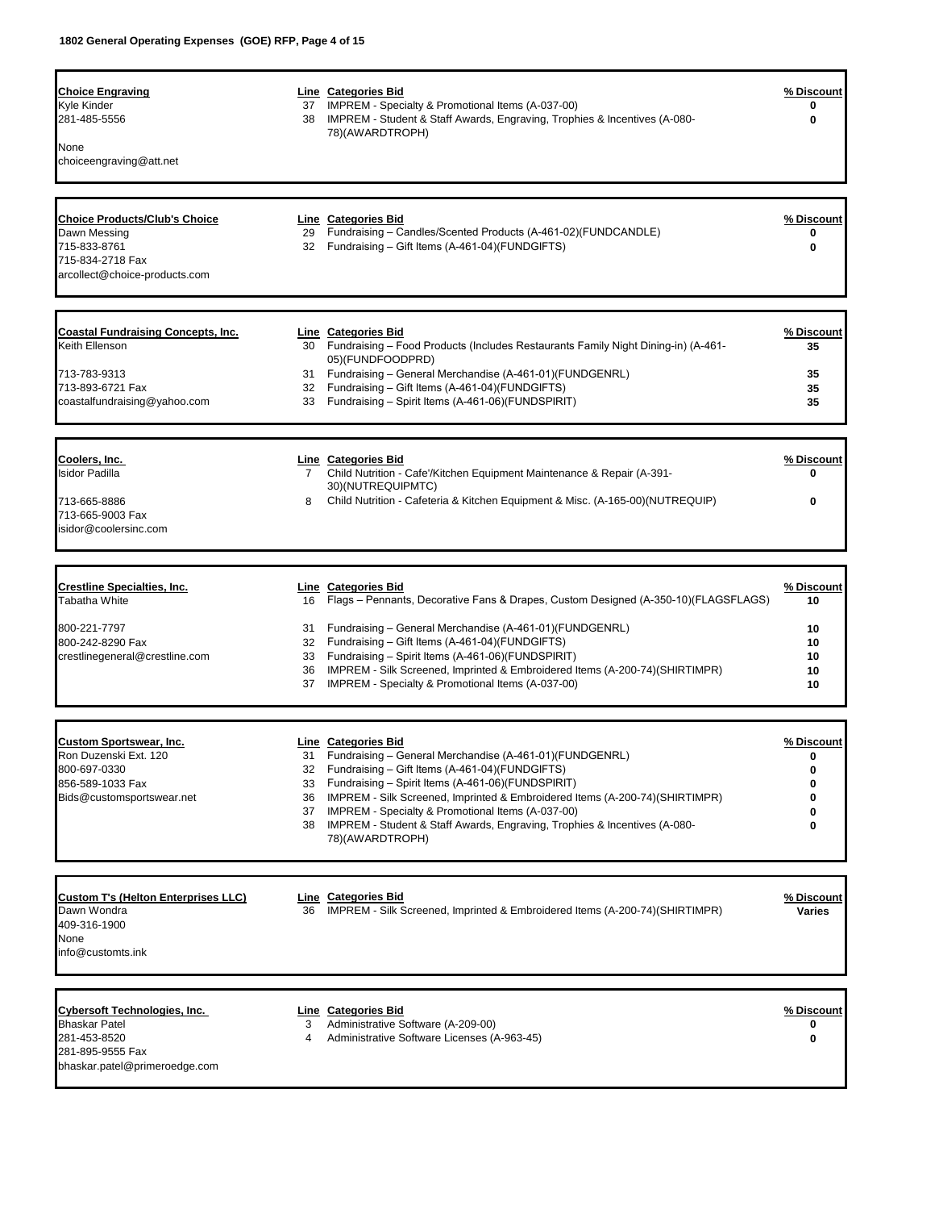**Choice Engraving**
Kyle Kinder
281-485-5556
None
choiceengraving@att.net

| Line | Categories Bid | % Discount |
|---|---|---|
| 37 | IMPREM - Specialty & Promotional Items (A-037-00) | 0 |
| 38 | IMPREM - Student & Staff Awards, Engraving, Trophies & Incentives (A-080-78)(AWARDTROPH) | 0 |

**Choice Products/Club's Choice**
Dawn Messing
715-833-8761
715-834-2718 Fax
arcollect@choice-products.com

| Line | Categories Bid | % Discount |
|---|---|---|
| 29 | Fundraising – Candles/Scented Products (A-461-02)(FUNDCANDLE) | 0 |
| 32 | Fundraising – Gift Items (A-461-04)(FUNDGIFTS) | 0 |

**Coastal Fundraising Concepts, Inc.**
Keith Ellenson
713-783-9313
713-893-6721 Fax
coastalfundraising@yahoo.com

| Line | Categories Bid | % Discount |
|---|---|---|
| 30 | Fundraising – Food Products (Includes Restaurants Family Night Dining-in) (A-461-05)(FUNDFOODPRD) | 35 |
| 31 | Fundraising – General Merchandise (A-461-01)(FUNDGENRL) | 35 |
| 32 | Fundraising – Gift Items (A-461-04)(FUNDGIFTS) | 35 |
| 33 | Fundraising – Spirit Items (A-461-06)(FUNDSPIRIT) | 35 |

**Coolers, Inc.**
Isidor Padilla
713-665-8886
713-665-9003 Fax
isidor@coolersinc.com

| Line | Categories Bid | % Discount |
|---|---|---|
| 7 | Child Nutrition - Cafe'/Kitchen Equipment Maintenance & Repair (A-391-30)(NUTREQUIPMTC) | 0 |
| 8 | Child Nutrition - Cafeteria & Kitchen Equipment & Misc. (A-165-00)(NUTREQUIP) | 0 |

**Crestline Specialties, Inc.**
Tabatha White
800-221-7797
800-242-8290 Fax
crestlinegeneral@crestline.com

| Line | Categories Bid | % Discount |
|---|---|---|
| 16 | Flags – Pennants, Decorative Fans & Drapes, Custom Designed (A-350-10)(FLAGSFLAGS) | 10 |
| 31 | Fundraising – General Merchandise (A-461-01)(FUNDGENRL) | 10 |
| 32 | Fundraising – Gift Items (A-461-04)(FUNDGIFTS) | 10 |
| 33 | Fundraising – Spirit Items (A-461-06)(FUNDSPIRIT) | 10 |
| 36 | IMPREM - Silk Screened, Imprinted & Embroidered Items (A-200-74)(SHIRTIMPR) | 10 |
| 37 | IMPREM - Specialty & Promotional Items (A-037-00) | 10 |

**Custom Sportswear, Inc.**
Ron Duzenski Ext. 120
800-697-0330
856-589-1033 Fax
Bids@customsportswear.net

| Line | Categories Bid | % Discount |
|---|---|---|
| 31 | Fundraising – General Merchandise (A-461-01)(FUNDGENRL) | 0 |
| 32 | Fundraising – Gift Items (A-461-04)(FUNDGIFTS) | 0 |
| 33 | Fundraising – Spirit Items (A-461-06)(FUNDSPIRIT) | 0 |
| 36 | IMPREM - Silk Screened, Imprinted & Embroidered Items (A-200-74)(SHIRTIMPR) | 0 |
| 37 | IMPREM - Specialty & Promotional Items (A-037-00) | 0 |
| 38 | IMPREM - Student & Staff Awards, Engraving, Trophies & Incentives (A-080-78)(AWARDTROPH) | 0 |

**Custom T's (Helton Enterprises LLC)**
Dawn Wondra
409-316-1900
None
info@customts.ink

| Line | Categories Bid | % Discount |
|---|---|---|
| 36 | IMPREM - Silk Screened, Imprinted & Embroidered Items (A-200-74)(SHIRTIMPR) | Varies |

**Cybersoft Technologies, Inc.**
Bhaskar Patel
281-453-8520
281-895-9555 Fax
bhaskar.patel@primeroedge.com

| Line | Categories Bid | % Discount |
|---|---|---|
| 3 | Administrative Software (A-209-00) | 0 |
| 4 | Administrative Software Licenses (A-963-45) | 0 |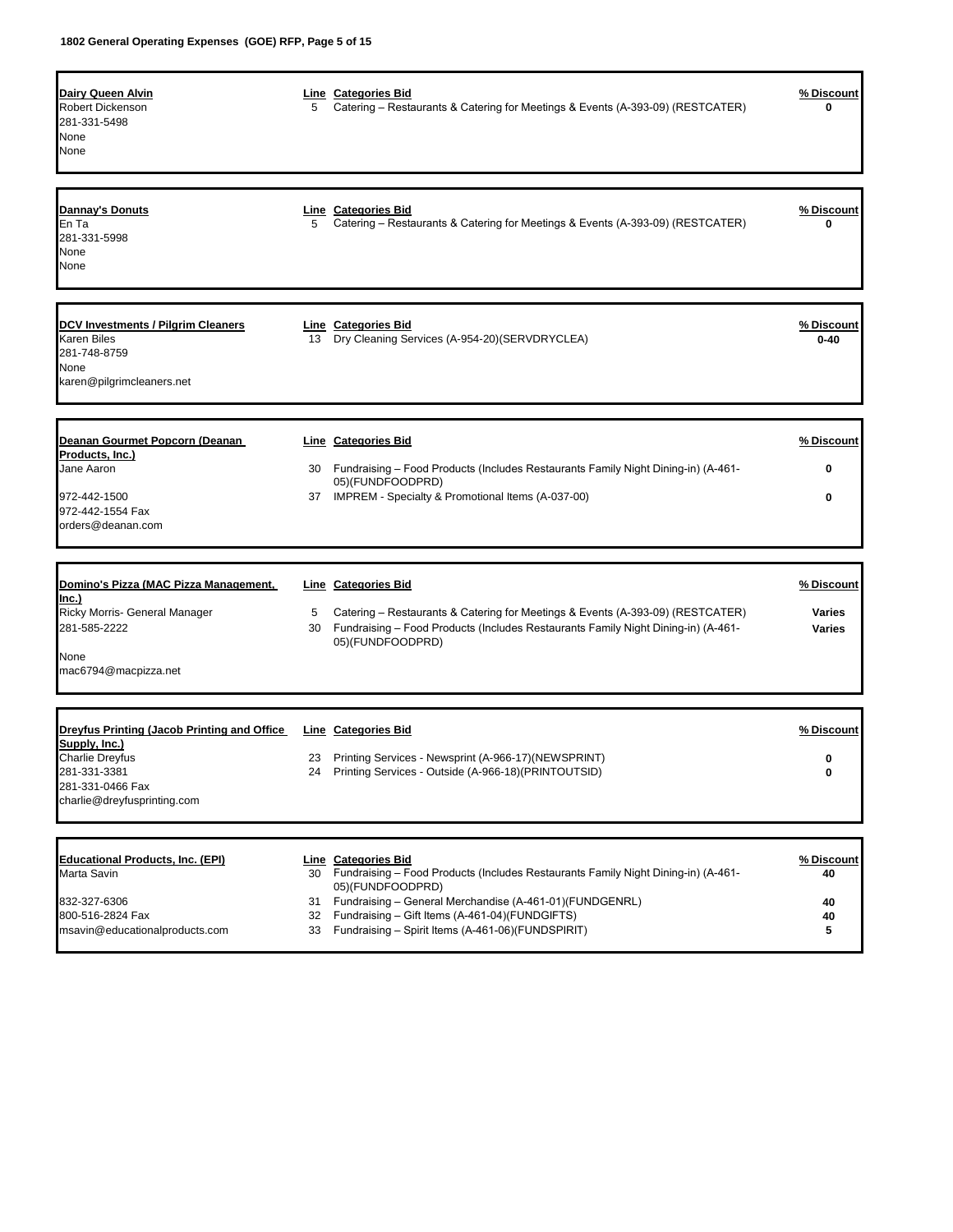| Vendor | Line | Categories Bid | % Discount |
|---|---|---|---|
| **Dairy Queen Alvin**<br>Robert Dickenson<br>281-331-5498<br>None<br>None | 5 | Catering – Restaurants & Catering for Meetings & Events (A-393-09) (RESTCATER) | **0** |
| **Dannay's Donuts**<br>En Ta<br>281-331-5998<br>None<br>None | 5 | Catering – Restaurants & Catering for Meetings & Events (A-393-09) (RESTCATER) | **0** |
| **DCV Investments / Pilgrim Cleaners**<br>Karen Biles<br>281-748-8759<br>None<br>karen@pilgrimcleaners.net | 13 | Dry Cleaning Services (A-954-20)(SERVDRYCLEA) | **0-40** |
| **Deanan Gourmet Popcorn (Deanan Products, Inc.)**<br>Jane Aaron<br>972-442-1500<br>972-442-1554 Fax<br>orders@deanan.com | 30 | Fundraising – Food Products (Includes Restaurants Family Night Dining-in) (A-461-05)(FUNDFOODPRD) | **0** |
| | 37 | IMPREM - Specialty & Promotional Items (A-037-00) | **0** |
| **Domino's Pizza (MAC Pizza Management, Inc.)**<br>Ricky Morris- General Manager<br>281-585-2222<br>None<br>mac6794@macpizza.net | 5 | Catering – Restaurants & Catering for Meetings & Events (A-393-09) (RESTCATER) | **Varies** |
| | 30 | Fundraising – Food Products (Includes Restaurants Family Night Dining-in) (A-461-05)(FUNDFOODPRD) | **Varies** |
| **Dreyfus Printing (Jacob Printing and Office Supply, Inc.)**<br>Charlie Dreyfus<br>281-331-3381<br>281-331-0466 Fax<br>charlie@dreyfusprinting.com | 23 | Printing Services - Newsprint (A-966-17)(NEWSPRINT) | **0** |
| | 24 | Printing Services - Outside (A-966-18)(PRINTOUTSID) | **0** |
| **Educational Products, Inc. (EPI)**<br>Marta Savin<br>832-327-6306<br>800-516-2824 Fax<br>msavin@educationalproducts.com | 30 | Fundraising – Food Products (Includes Restaurants Family Night Dining-in) (A-461-05)(FUNDFOODPRD) | **40** |
| | 31 | Fundraising – General Merchandise (A-461-01)(FUNDGENRL) | **40** |
| | 32 | Fundraising – Gift Items (A-461-04)(FUNDGIFTS) | **40** |
| | 33 | Fundraising – Spirit Items (A-461-06)(FUNDSPIRIT) | **5** |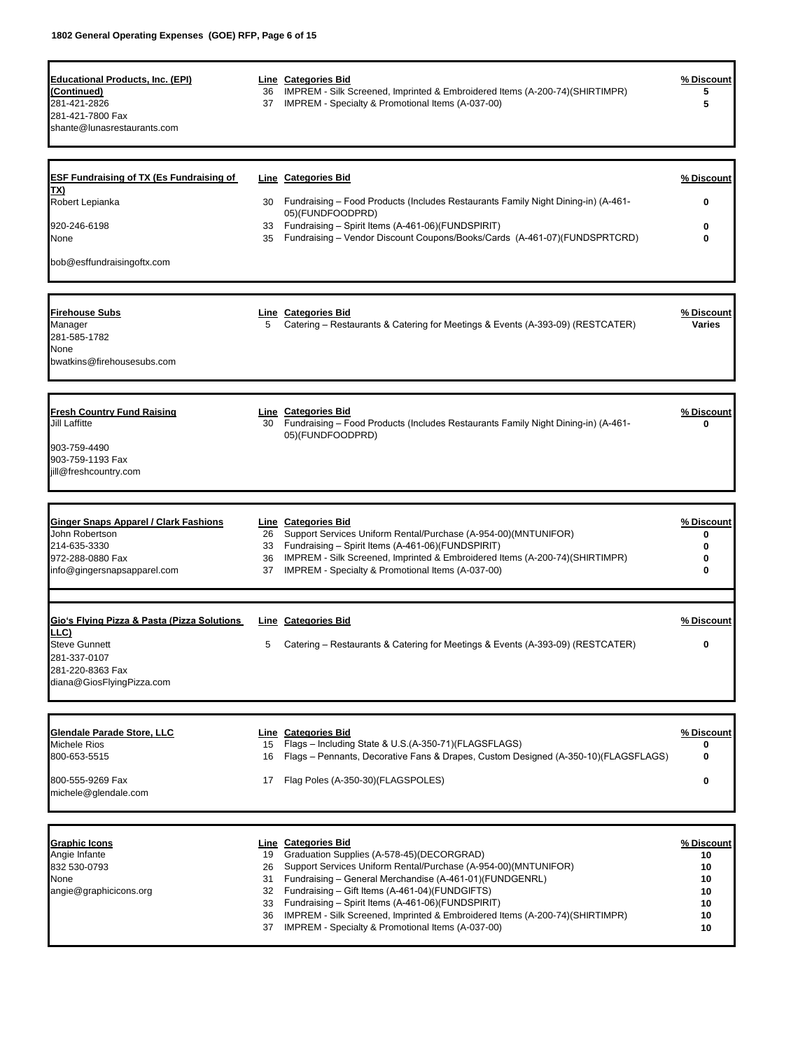**Educational Products, Inc. (EPI) (Continued)**
281-421-2826
281-421-7800 Fax
shante@lunasrestaurants.com

| Line | Categories Bid | % Discount |
|---|---|---|
| 36 | IMPREM - Silk Screened, Imprinted & Embroidered Items (A-200-74)(SHIRTIMPR) | 5 |
| 37 | IMPREM - Specialty & Promotional Items (A-037-00) | 5 |

**ESF Fundraising of TX (Es Fundraising of TX)**
Robert Lepianka
920-246-6198
None
bob@esffundraisingoftx.com

| Line | Categories Bid | % Discount |
|---|---|---|
| 30 | Fundraising – Food Products (Includes Restaurants Family Night Dining-in) (A-461-05)(FUNDFOODPRD) | 0 |
| 33 | Fundraising – Spirit Items (A-461-06)(FUNDSPIRIT) | 0 |
| 35 | Fundraising – Vendor Discount Coupons/Books/Cards (A-461-07)(FUNDSPRTCRD) | 0 |

**Firehouse Subs**
Manager
281-585-1782
None
bwatkins@firehousesubs.com

| Line | Categories Bid | % Discount |
|---|---|---|
| 5 | Catering – Restaurants & Catering for Meetings & Events (A-393-09) (RESTCATER) | Varies |

**Fresh Country Fund Raising**
Jill Laffitte
903-759-4490
903-759-1193 Fax
jill@freshcountry.com

| Line | Categories Bid | % Discount |
|---|---|---|
| 30 | Fundraising – Food Products (Includes Restaurants Family Night Dining-in) (A-461-05)(FUNDFOODPRD) | 0 |

**Ginger Snaps Apparel / Clark Fashions**
John Robertson
214-635-3330
972-288-0880 Fax
info@gingersnapsapparel.com

| Line | Categories Bid | % Discount |
|---|---|---|
| 26 | Support Services Uniform Rental/Purchase (A-954-00)(MNTUNIFOR) | 0 |
| 33 | Fundraising – Spirit Items (A-461-06)(FUNDSPIRIT) | 0 |
| 36 | IMPREM - Silk Screened, Imprinted & Embroidered Items (A-200-74)(SHIRTIMPR) | 0 |
| 37 | IMPREM - Specialty & Promotional Items (A-037-00) | 0 |

**Gio's Flying Pizza & Pasta (Pizza Solutions LLC)**
Steve Gunnett
281-337-0107
281-220-8363 Fax
diana@GiosFlyingPizza.com

| Line | Categories Bid | % Discount |
|---|---|---|
| 5 | Catering – Restaurants & Catering for Meetings & Events (A-393-09) (RESTCATER) | 0 |

**Glendale Parade Store, LLC**
Michele Rios
800-653-5515
800-555-9269 Fax
michele@glendale.com

| Line | Categories Bid | % Discount |
|---|---|---|
| 15 | Flags – Including State & U.S.(A-350-71)(FLAGSFLAGS) | 0 |
| 16 | Flags – Pennants, Decorative Fans & Drapes, Custom Designed (A-350-10)(FLAGSFLAGS) | 0 |
| 17 | Flag Poles (A-350-30)(FLAGSPOLES) | 0 |

**Graphic Icons**
Angie Infante
832 530-0793
None
angie@graphicicons.org

| Line | Categories Bid | % Discount |
|---|---|---|
| 19 | Graduation Supplies (A-578-45)(DECORGRAD) | 10 |
| 26 | Support Services Uniform Rental/Purchase (A-954-00)(MNTUNIFOR) | 10 |
| 31 | Fundraising – General Merchandise (A-461-01)(FUNDGENRL) | 10 |
| 32 | Fundraising – Gift Items (A-461-04)(FUNDGIFTS) | 10 |
| 33 | Fundraising – Spirit Items (A-461-06)(FUNDSPIRIT) | 10 |
| 36 | IMPREM - Silk Screened, Imprinted & Embroidered Items (A-200-74)(SHIRTIMPR) | 10 |
| 37 | IMPREM - Specialty & Promotional Items (A-037-00) | 10 |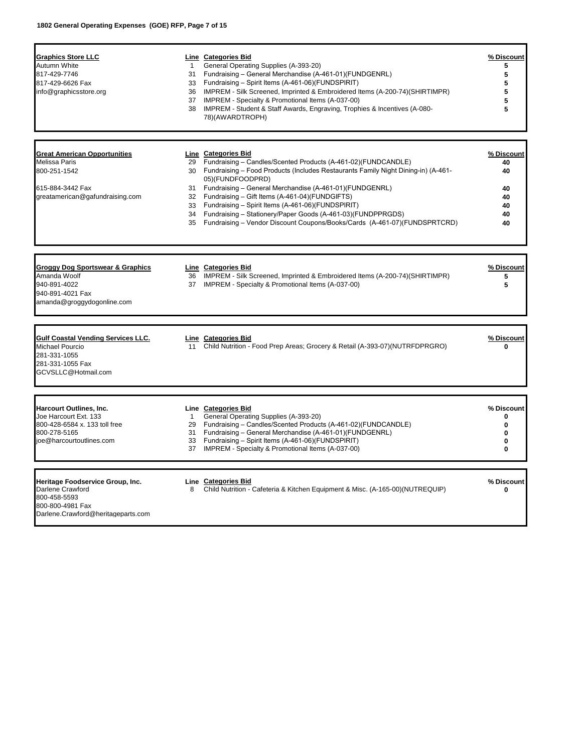**Graphics Store LLC**
Autumn White
817-429-7746
817-429-6626 Fax
info@graphicsstore.org

| Line | Categories Bid | % Discount |
|---|---|---|
| 1 | General Operating Supplies (A-393-20) | 5 |
| 31 | Fundraising – General Merchandise (A-461-01)(FUNDGENRL) | 5 |
| 33 | Fundraising – Spirit Items (A-461-06)(FUNDSPIRIT) | 5 |
| 36 | IMPREM - Silk Screened, Imprinted & Embroidered Items (A-200-74)(SHIRTIMPR) | 5 |
| 37 | IMPREM - Specialty & Promotional Items (A-037-00) | 5 |
| 38 | IMPREM - Student & Staff Awards, Engraving, Trophies & Incentives (A-080-78)(AWARDTROPH) | 5 |

**Great American Opportunities**
Melissa Paris
800-251-1542
615-884-3442 Fax
greatamerican@gafundraising.com

| Line | Categories Bid | % Discount |
|---|---|---|
| 29 | Fundraising – Candles/Scented Products (A-461-02)(FUNDCANDLE) | 40 |
| 30 | Fundraising – Food Products (Includes Restaurants Family Night Dining-in) (A-461-05)(FUNDFOODPRD) | 40 |
| 31 | Fundraising – General Merchandise (A-461-01)(FUNDGENRL) | 40 |
| 32 | Fundraising – Gift Items (A-461-04)(FUNDGIFTS) | 40 |
| 33 | Fundraising – Spirit Items (A-461-06)(FUNDSPIRIT) | 40 |
| 34 | Fundraising – Stationery/Paper Goods (A-461-03)(FUNDPPRGDS) | 40 |
| 35 | Fundraising – Vendor Discount Coupons/Books/Cards (A-461-07)(FUNDSPRTCRD) | 40 |

**Groggy Dog Sportswear & Graphics**
Amanda Woolf
940-891-4022
940-891-4021 Fax
amanda@groggydogonline.com

| Line | Categories Bid | % Discount |
|---|---|---|
| 36 | IMPREM - Silk Screened, Imprinted & Embroidered Items (A-200-74)(SHIRTIMPR) | 5 |
| 37 | IMPREM - Specialty & Promotional Items (A-037-00) | 5 |

**Gulf Coastal Vending Services LLC.**
Michael Pourcio
281-331-1055
281-331-1055 Fax
GCVSLLC@Hotmail.com

| Line | Categories Bid | % Discount |
|---|---|---|
| 11 | Child Nutrition - Food Prep Areas; Grocery & Retail (A-393-07)(NUTRFDPRGRO) | 0 |

**Harcourt Outlines, Inc.**
Joe Harcourt Ext. 133
800-428-6584 x. 133 toll free
800-278-5165
joe@harcourtoutlines.com

| Line | Categories Bid | % Discount |
|---|---|---|
| 1 | General Operating Supplies (A-393-20) | 0 |
| 29 | Fundraising – Candles/Scented Products (A-461-02)(FUNDCANDLE) | 0 |
| 31 | Fundraising – General Merchandise (A-461-01)(FUNDGENRL) | 0 |
| 33 | Fundraising – Spirit Items (A-461-06)(FUNDSPIRIT) | 0 |
| 37 | IMPREM - Specialty & Promotional Items (A-037-00) | 0 |

**Heritage Foodservice Group, Inc.**
Darlene Crawford
800-458-5593
800-800-4981 Fax
Darlene.Crawford@heritageparts.com

| Line | Categories Bid | % Discount |
|---|---|---|
| 8 | Child Nutrition - Cafeteria & Kitchen Equipment & Misc. (A-165-00)(NUTREQUIP) | 0 |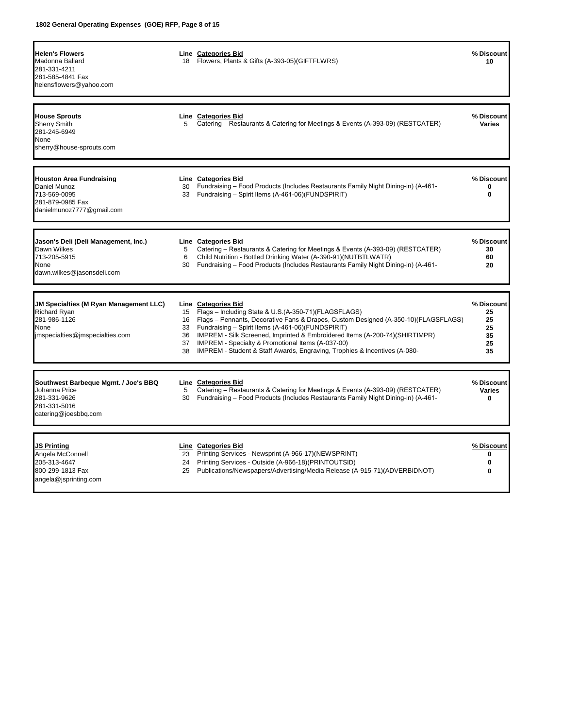| Vendor | Line | Categories Bid | % Discount |
|---|---|---|---|
| **Helen's Flowers**<br>Madonna Ballard<br>281-331-4211<br>281-585-4841 Fax<br>helensflowers@yahoo.com | 18 | Flowers, Plants & Gifts (A-393-05)(GIFTFLWRS) | 10 |

| Vendor | Line | Categories Bid | % Discount |
|---|---|---|---|
| **House Sprouts**<br>Sherry Smith<br>281-245-6949<br>None<br>sherry@house-sprouts.com | 5 | Catering – Restaurants & Catering for Meetings & Events (A-393-09) (RESTCATER) | Varies |

| Vendor | Line | Categories Bid | % Discount |
|---|---|---|---|
| **Houston Area Fundraising**<br>Daniel Munoz<br>713-569-0095<br>281-879-0985 Fax<br>danielmunoz7777@gmail.com | 30 | Fundraising – Food Products (Includes Restaurants Family Night Dining-in) (A-461- | 0 |
| | 33 | Fundraising – Spirit Items (A-461-06)(FUNDSPIRIT) | 0 |

| Vendor | Line | Categories Bid | % Discount |
|---|---|---|---|
| **Jason's Deli (Deli Management, Inc.)**<br>Dawn Wilkes<br>713-205-5915<br>None<br>dawn.wilkes@jasonsdeli.com | 5 | Catering – Restaurants & Catering for Meetings & Events (A-393-09) (RESTCATER) | 30 |
| | 6 | Child Nutrition - Bottled Drinking Water (A-390-91)(NUTBTLWATR) | 60 |
| | 30 | Fundraising – Food Products (Includes Restaurants Family Night Dining-in) (A-461- | 20 |

| Vendor | Line | Categories Bid | % Discount |
|---|---|---|---|
| **JM Specialties (M Ryan Management LLC)**<br>Richard Ryan<br>281-986-1126<br>None<br>jmspecialties@jmspecialties.com | 15 | Flags – Including State & U.S.(A-350-71)(FLAGSFLAGS) | 25 |
| | 16 | Flags – Pennants, Decorative Fans & Drapes, Custom Designed (A-350-10)(FLAGSFLAGS) | 25 |
| | 33 | Fundraising – Spirit Items (A-461-06)(FUNDSPIRIT) | 25 |
| | 36 | IMPREM - Silk Screened, Imprinted & Embroidered Items (A-200-74)(SHIRTIMPR) | 35 |
| | 37 | IMPREM - Specialty & Promotional Items (A-037-00) | 25 |
| | 38 | IMPREM - Student & Staff Awards, Engraving, Trophies & Incentives (A-080- | 35 |

| Vendor | Line | Categories Bid | % Discount |
|---|---|---|---|
| **Southwest Barbeque Mgmt. / Joe's BBQ**<br>Johanna Price<br>281-331-9626<br>281-331-5016<br>catering@joesbbq.com | 5 | Catering – Restaurants & Catering for Meetings & Events (A-393-09) (RESTCATER) | Varies |
| | 30 | Fundraising – Food Products (Includes Restaurants Family Night Dining-in) (A-461- | 0 |

| Vendor | Line | Categories Bid | % Discount |
|---|---|---|---|
| **JS Printing**<br>Angela McConnell<br>205-313-4647<br>800-299-1813 Fax<br>angela@jsprinting.com | 23 | Printing Services - Newsprint (A-966-17)(NEWSPRINT) | 0 |
| | 24 | Printing Services - Outside (A-966-18)(PRINTOUTSID) | 0 |
| | 25 | Publications/Newspapers/Advertising/Media Release (A-915-71)(ADVERBIDNOT) | 0 |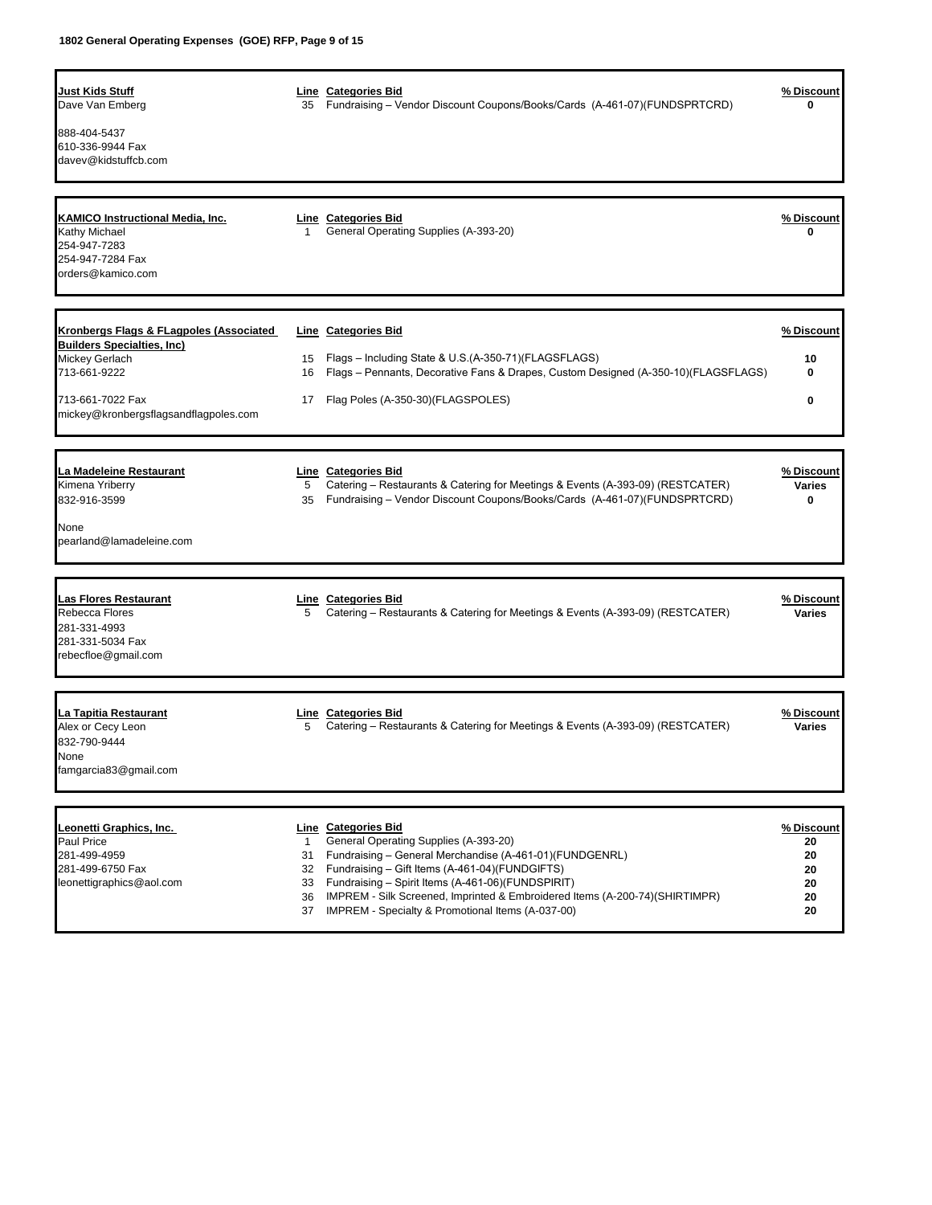| **Just Kids Stuff** | **Line** | **Categories Bid** | **% Discount** |
|---|---|---|---|
| Dave Van Emberg | 35 | Fundraising – Vendor Discount Coupons/Books/Cards (A-461-07)(FUNDSPRTCRD) | 0 |
| 888-404-5437 | | | |
| 610-336-9944 Fax | | | |
| davev@kidstuffcb.com | | | |

| **KAMICO Instructional Media, Inc.** | **Line** | **Categories Bid** | **% Discount** |
|---|---|---|---|
| Kathy Michael | 1 | General Operating Supplies (A-393-20) | 0 |
| 254-947-7283 | | | |
| 254-947-7284 Fax | | | |
| orders@kamico.com | | | |

| **Kronbergs Flags & FLagpoles (Associated Builders Specialties, Inc)** | **Line** | **Categories Bid** | **% Discount** |
|---|---|---|---|
| Mickey Gerlach | 15 | Flags – Including State & U.S.(A-350-71)(FLAGSFLAGS) | 10 |
| 713-661-9222 | 16 | Flags – Pennants, Decorative Fans & Drapes, Custom Designed (A-350-10)(FLAGSFLAGS) | 0 |
| 713-661-7022 Fax | 17 | Flag Poles (A-350-30)(FLAGSPOLES) | 0 |
| mickey@kronbergsflagsandflagpoles.com | | | |

| **La Madeleine Restaurant** | **Line** | **Categories Bid** | **% Discount** |
|---|---|---|---|
| Kimena Yriberry | 5 | Catering – Restaurants & Catering for Meetings & Events (A-393-09) (RESTCATER) | Varies |
| 832-916-3599 | 35 | Fundraising – Vendor Discount Coupons/Books/Cards (A-461-07)(FUNDSPRTCRD) | 0 |
| None | | | |
| pearland@lamadeleine.com | | | |

| **Las Flores Restaurant** | **Line** | **Categories Bid** | **% Discount** |
|---|---|---|---|
| Rebecca Flores | 5 | Catering – Restaurants & Catering for Meetings & Events (A-393-09) (RESTCATER) | Varies |
| 281-331-4993 | | | |
| 281-331-5034 Fax | | | |
| rebecfloe@gmail.com | | | |

| **La Tapitia Restaurant** | **Line** | **Categories Bid** | **% Discount** |
|---|---|---|---|
| Alex or Cecy Leon | 5 | Catering – Restaurants & Catering for Meetings & Events (A-393-09) (RESTCATER) | Varies |
| 832-790-9444 | | | |
| None | | | |
| famgarcia83@gmail.com | | | |

| **Leonetti Graphics, Inc.** | **Line** | **Categories Bid** | **% Discount** |
|---|---|---|---|
| Paul Price | 1 | General Operating Supplies (A-393-20) | 20 |
| 281-499-4959 | 31 | Fundraising – General Merchandise (A-461-01)(FUNDGENRL) | 20 |
| 281-499-6750 Fax | 32 | Fundraising – Gift Items (A-461-04)(FUNDGIFTS) | 20 |
| leonettigraphics@aol.com | 33 | Fundraising – Spirit Items (A-461-06)(FUNDSPIRIT) | 20 |
| | 36 | IMPREM - Silk Screened, Imprinted & Embroidered Items (A-200-74)(SHIRTIMPR) | 20 |
| | 37 | IMPREM - Specialty & Promotional Items (A-037-00) | 20 |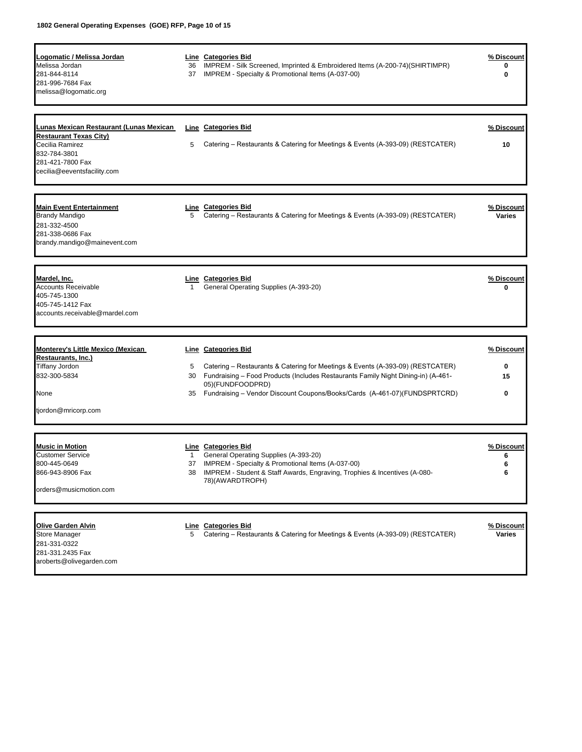**Logomatic / Melissa Jordan**
Melissa Jordan
281-844-8114
281-996-7684 Fax
melissa@logomatic.org

| Line | Categories Bid | % Discount |
|---|---|---|
| 36 | IMPREM - Silk Screened, Imprinted & Embroidered Items (A-200-74)(SHIRTIMPR) | 0 |
| 37 | IMPREM - Specialty & Promotional Items (A-037-00) | 0 |

**Lunas Mexican Restaurant (Lunas Mexican Restaurant Texas City)**
Cecilia Ramirez
832-784-3801
281-421-7800 Fax
cecilia@eeventsfacility.com

| Line | Categories Bid | % Discount |
|---|---|---|
| 5 | Catering – Restaurants & Catering for Meetings & Events (A-393-09) (RESTCATER) | 10 |

**Main Event Entertainment**
Brandy Mandigo
281-332-4500
281-338-0686 Fax
brandy.mandigo@mainevent.com

| Line | Categories Bid | % Discount |
|---|---|---|
| 5 | Catering – Restaurants & Catering for Meetings & Events (A-393-09) (RESTCATER) | Varies |

**Mardel, Inc.**
Accounts Receivable
405-745-1300
405-745-1412 Fax
accounts.receivable@mardel.com

| Line | Categories Bid | % Discount |
|---|---|---|
| 1 | General Operating Supplies (A-393-20) | 0 |

**Monterey's Little Mexico (Mexican Restaurants, Inc.)**
Tiffany Jordon
832-300-5834
None
tjordon@mricorp.com

| Line | Categories Bid | % Discount |
|---|---|---|
| 5 | Catering – Restaurants & Catering for Meetings & Events (A-393-09) (RESTCATER) | 0 |
| 30 | Fundraising – Food Products (Includes Restaurants Family Night Dining-in) (A-461-05)(FUNDFOODPRD) | 15 |
| 35 | Fundraising – Vendor Discount Coupons/Books/Cards (A-461-07)(FUNDSPRTCRD) | 0 |

**Music in Motion**
Customer Service
800-445-0649
866-943-8906 Fax
orders@musicmotion.com

| Line | Categories Bid | % Discount |
|---|---|---|
| 1 | General Operating Supplies (A-393-20) | 6 |
| 37 | IMPREM - Specialty & Promotional Items (A-037-00) | 6 |
| 38 | IMPREM - Student & Staff Awards, Engraving, Trophies & Incentives (A-080-78)(AWARDTROPH) | 6 |

**Olive Garden Alvin**
Store Manager
281-331-0322
281-331.2435 Fax
aroberts@olivegarden.com

| Line | Categories Bid | % Discount |
|---|---|---|
| 5 | Catering – Restaurants & Catering for Meetings & Events (A-393-09) (RESTCATER) | Varies |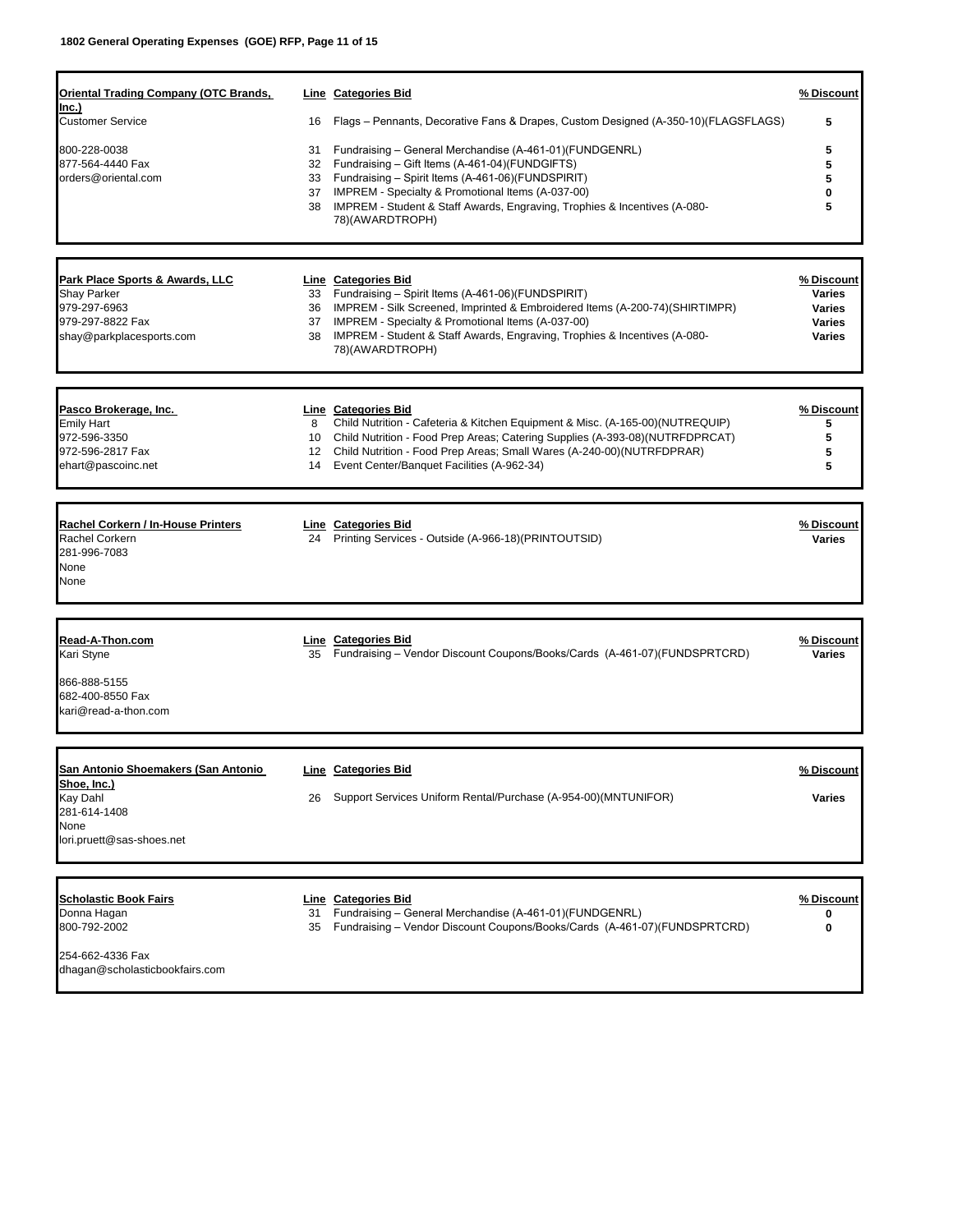**Oriental Trading Company (OTC Brands, Inc.)**
Customer Service

800-228-0038
877-564-4440 Fax
orders@oriental.com

| Line | Categories Bid | % Discount |
|---|---|---|
| 16 | Flags – Pennants, Decorative Fans & Drapes, Custom Designed (A-350-10)(FLAGSFLAGS) | 5 |
| 31 | Fundraising – General Merchandise (A-461-01)(FUNDGENRL) | 5 |
| 32 | Fundraising – Gift Items (A-461-04)(FUNDGIFTS) | 5 |
| 33 | Fundraising – Spirit Items (A-461-06)(FUNDSPIRIT) | 5 |
| 37 | IMPREM - Specialty & Promotional Items (A-037-00) | 0 |
| 38 | IMPREM - Student & Staff Awards, Engraving, Trophies & Incentives (A-080-78)(AWARDTROPH) | 5 |

**Park Place Sports & Awards, LLC**
Shay Parker
979-297-6963
979-297-8822 Fax
shay@parkplacesports.com

| Line | Categories Bid | % Discount |
|---|---|---|
| 33 | Fundraising – Spirit Items (A-461-06)(FUNDSPIRIT) | Varies |
| 36 | IMPREM - Silk Screened, Imprinted & Embroidered Items (A-200-74)(SHIRTIMPR) | Varies |
| 37 | IMPREM - Specialty & Promotional Items (A-037-00) | Varies |
| 38 | IMPREM - Student & Staff Awards, Engraving, Trophies & Incentives (A-080-78)(AWARDTROPH) | Varies |

**Pasco Brokerage, Inc.**
Emily Hart
972-596-3350
972-596-2817 Fax
ehart@pascoinc.net

| Line | Categories Bid | % Discount |
|---|---|---|
| 8 | Child Nutrition - Cafeteria & Kitchen Equipment & Misc. (A-165-00)(NUTREQUIP) | 5 |
| 10 | Child Nutrition - Food Prep Areas; Catering Supplies (A-393-08)(NUTRFDPRCAT) | 5 |
| 12 | Child Nutrition - Food Prep Areas; Small Wares (A-240-00)(NUTRFDPRAR) | 5 |
| 14 | Event Center/Banquet Facilities (A-962-34) | 5 |

**Rachel Corkern / In-House Printers**
Rachel Corkern
281-996-7083
None
None

| Line | Categories Bid | % Discount |
|---|---|---|
| 24 | Printing Services - Outside (A-966-18)(PRINTOUTSID) | Varies |

**Read-A-Thon.com**
Kari Styne

866-888-5155
682-400-8550 Fax
kari@read-a-thon.com

| Line | Categories Bid | % Discount |
|---|---|---|
| 35 | Fundraising – Vendor Discount Coupons/Books/Cards (A-461-07)(FUNDSPRTCRD) | Varies |

**San Antonio Shoemakers (San Antonio Shoe, Inc.)**
Kay Dahl
281-614-1408
None
lori.pruett@sas-shoes.net

| Line | Categories Bid | % Discount |
|---|---|---|
| 26 | Support Services Uniform Rental/Purchase (A-954-00)(MNTUNIFOR) | Varies |

**Scholastic Book Fairs**
Donna Hagan
800-792-2002

254-662-4336 Fax
dhagan@scholasticbookfairs.com

| Line | Categories Bid | % Discount |
|---|---|---|
| 31 | Fundraising – General Merchandise (A-461-01)(FUNDGENRL) | 0 |
| 35 | Fundraising – Vendor Discount Coupons/Books/Cards (A-461-07)(FUNDSPRTCRD) | 0 |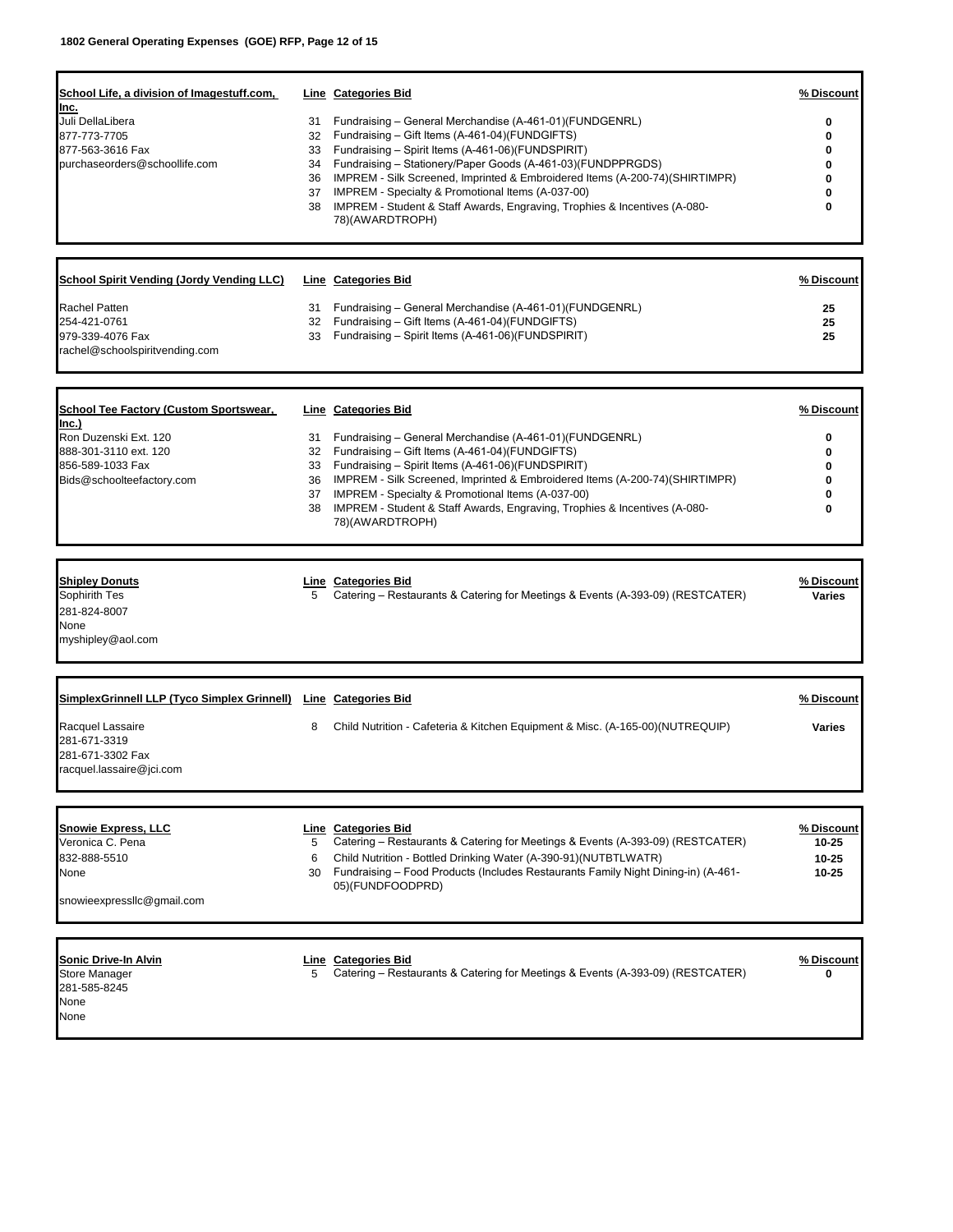| School Life, a division of Imagestuff.com, Inc. | Line | Categories Bid | % Discount |
|---|---|---|---|
| Juli DellaLibera | 31 | Fundraising – General Merchandise (A-461-01)(FUNDGENRL) | 0 |
| 877-773-7705 | 32 | Fundraising – Gift Items (A-461-04)(FUNDGIFTS) | 0 |
| 877-563-3616 Fax | 33 | Fundraising – Spirit Items (A-461-06)(FUNDSPIRIT) | 0 |
| purchaseorders@schoollife.com | 34 | Fundraising – Stationery/Paper Goods (A-461-03)(FUNDPPRGDS) | 0 |
| | 36 | IMPREM - Silk Screened, Imprinted & Embroidered Items (A-200-74)(SHIRTIMPR) | 0 |
| | 37 | IMPREM - Specialty & Promotional Items (A-037-00) | 0 |
| | 38 | IMPREM - Student & Staff Awards, Engraving, Trophies & Incentives (A-080-78)(AWARDTROPH) | 0 |

| School Spirit Vending (Jordy Vending LLC) | Line | Categories Bid | % Discount |
|---|---|---|---|
| Rachel Patten | 31 | Fundraising – General Merchandise (A-461-01)(FUNDGENRL) | 25 |
| 254-421-0761 | 32 | Fundraising – Gift Items (A-461-04)(FUNDGIFTS) | 25 |
| 979-339-4076 Fax | 33 | Fundraising – Spirit Items (A-461-06)(FUNDSPIRIT) | 25 |
| rachel@schoolspiritvending.com | | | |

| School Tee Factory (Custom Sportswear, Inc.) | Line | Categories Bid | % Discount |
|---|---|---|---|
| Ron Duzenski Ext. 120 | 31 | Fundraising – General Merchandise (A-461-01)(FUNDGENRL) | 0 |
| 888-301-3110 ext. 120 | 32 | Fundraising – Gift Items (A-461-04)(FUNDGIFTS) | 0 |
| 856-589-1033 Fax | 33 | Fundraising – Spirit Items (A-461-06)(FUNDSPIRIT) | 0 |
| Bids@schoolteefactory.com | 36 | IMPREM - Silk Screened, Imprinted & Embroidered Items (A-200-74)(SHIRTIMPR) | 0 |
| | 37 | IMPREM - Specialty & Promotional Items (A-037-00) | 0 |
| | 38 | IMPREM - Student & Staff Awards, Engraving, Trophies & Incentives (A-080-78)(AWARDTROPH) | 0 |

| Shipley Donuts | Line | Categories Bid | % Discount |
|---|---|---|---|
| Sophirith Tes | 5 | Catering – Restaurants & Catering for Meetings & Events (A-393-09) (RESTCATER) | Varies |
| 281-824-8007 | | | |
| None | | | |
| myshipley@aol.com | | | |

| SimplexGrinnell LLP (Tyco Simplex Grinnell) | Line | Categories Bid | % Discount |
|---|---|---|---|
| Racquel Lassaire | 8 | Child Nutrition - Cafeteria & Kitchen Equipment & Misc. (A-165-00)(NUTREQUIP) | Varies |
| 281-671-3319 | | | |
| 281-671-3302 Fax | | | |
| racquel.lassaire@jci.com | | | |

| Snowie Express, LLC | Line | Categories Bid | % Discount |
|---|---|---|---|
| Veronica C. Pena | 5 | Catering – Restaurants & Catering for Meetings & Events (A-393-09) (RESTCATER) | 10-25 |
| 832-888-5510 | 6 | Child Nutrition - Bottled Drinking Water (A-390-91)(NUTBTLWATR) | 10-25 |
| None | 30 | Fundraising – Food Products (Includes Restaurants Family Night Dining-in) (A-461-05)(FUNDFOODPRD) | 10-25 |
| snowieexpressllc@gmail.com | | | |

| Sonic Drive-In Alvin | Line | Categories Bid | % Discount |
|---|---|---|---|
| Store Manager | 5 | Catering – Restaurants & Catering for Meetings & Events (A-393-09) (RESTCATER) | 0 |
| 281-585-8245 | | | |
| None | | | |
| None | | | |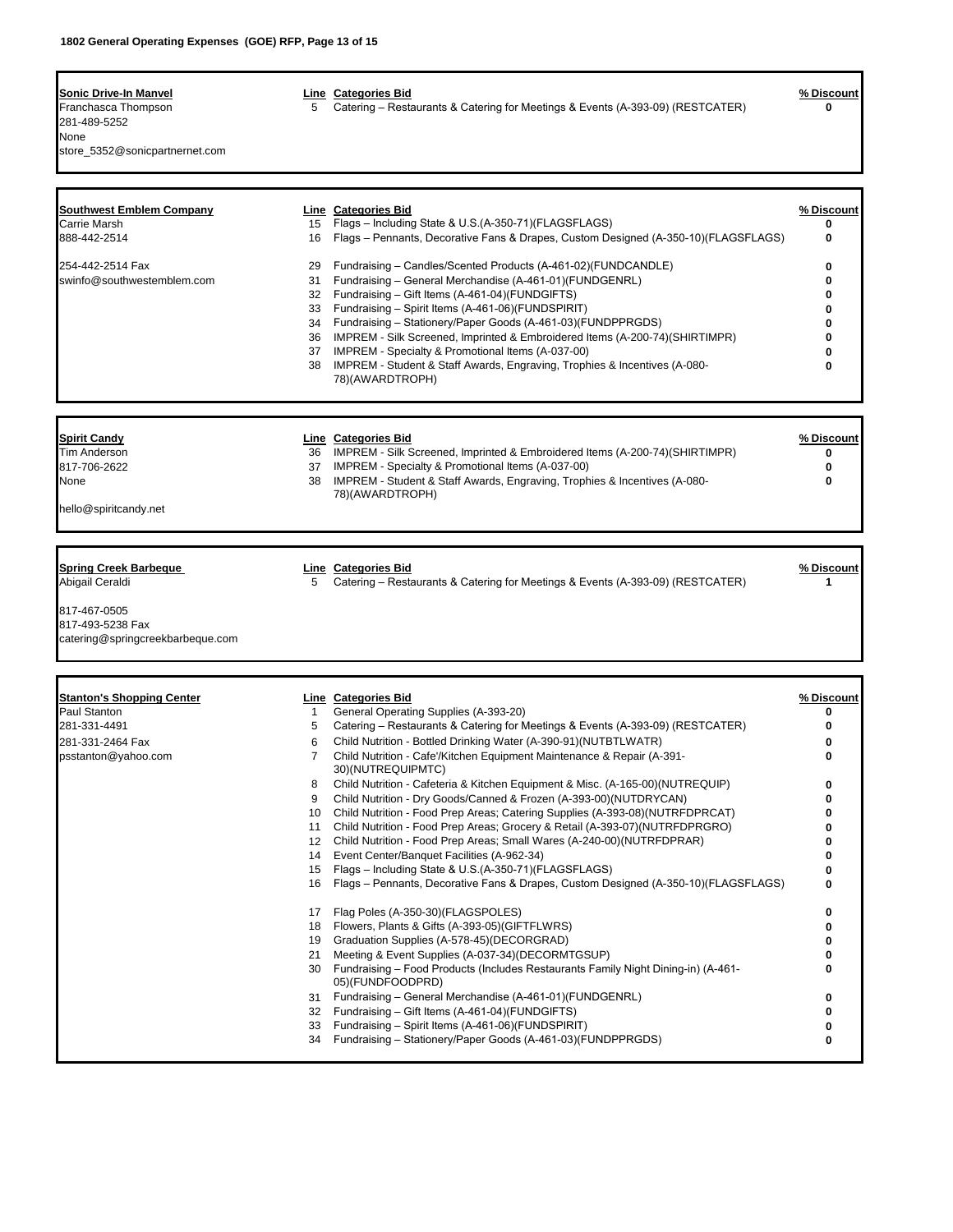**Sonic Drive-In Manvel**
Franchasca Thompson
281-489-5252
None
store_5352@sonicpartnernet.com

| Line | Categories Bid | % Discount |
|---|---|---|
| 5 | Catering – Restaurants & Catering for Meetings & Events (A-393-09) (RESTCATER) | 0 |

**Southwest Emblem Company**
Carrie Marsh
888-442-2514
254-442-2514 Fax
swinfo@southwestemblem.com

| Line | Categories Bid | % Discount |
|---|---|---|
| 15 | Flags – Including State & U.S.(A-350-71)(FLAGSFLAGS) | 0 |
| 16 | Flags – Pennants, Decorative Fans & Drapes, Custom Designed (A-350-10)(FLAGSFLAGS) | 0 |
| 29 | Fundraising – Candles/Scented Products (A-461-02)(FUNDCANDLE) | 0 |
| 31 | Fundraising – General Merchandise (A-461-01)(FUNDGENRL) | 0 |
| 32 | Fundraising – Gift Items (A-461-04)(FUNDGIFTS) | 0 |
| 33 | Fundraising – Spirit Items (A-461-06)(FUNDSPIRIT) | 0 |
| 34 | Fundraising – Stationery/Paper Goods (A-461-03)(FUNDPPRGDS) | 0 |
| 36 | IMPREM - Silk Screened, Imprinted & Embroidered Items (A-200-74)(SHIRTIMPR) | 0 |
| 37 | IMPREM - Specialty & Promotional Items (A-037-00) | 0 |
| 38 | IMPREM - Student & Staff Awards, Engraving, Trophies & Incentives (A-080-78)(AWARDTROPH) | 0 |

**Spirit Candy**
Tim Anderson
817-706-2622
None
hello@spiritcandy.net

| Line | Categories Bid | % Discount |
|---|---|---|
| 36 | IMPREM - Silk Screened, Imprinted & Embroidered Items (A-200-74)(SHIRTIMPR) | 0 |
| 37 | IMPREM - Specialty & Promotional Items (A-037-00) | 0 |
| 38 | IMPREM - Student & Staff Awards, Engraving, Trophies & Incentives (A-080-78)(AWARDTROPH) | 0 |

**Spring Creek Barbeque**
Abigail Ceraldi
817-467-0505
817-493-5238 Fax
catering@springcreekbarbeque.com

| Line | Categories Bid | % Discount |
|---|---|---|
| 5 | Catering – Restaurants & Catering for Meetings & Events (A-393-09) (RESTCATER) | 1 |

**Stanton's Shopping Center**
Paul Stanton
281-331-4491
281-331-2464 Fax
psstanton@yahoo.com

| Line | Categories Bid | % Discount |
|---|---|---|
| 1 | General Operating Supplies (A-393-20) | 0 |
| 5 | Catering – Restaurants & Catering for Meetings & Events (A-393-09) (RESTCATER) | 0 |
| 6 | Child Nutrition - Bottled Drinking Water (A-390-91)(NUTBTLWATR) | 0 |
| 7 | Child Nutrition - Cafe'/Kitchen Equipment Maintenance & Repair (A-391-30)(NUTREQUIPMTC) | 0 |
| 8 | Child Nutrition - Cafeteria & Kitchen Equipment & Misc. (A-165-00)(NUTREQUIP) | 0 |
| 9 | Child Nutrition - Dry Goods/Canned & Frozen (A-393-00)(NUTDRYCAN) | 0 |
| 10 | Child Nutrition - Food Prep Areas; Catering Supplies (A-393-08)(NUTRFDPRCAT) | 0 |
| 11 | Child Nutrition - Food Prep Areas; Grocery & Retail (A-393-07)(NUTRFDPRGRO) | 0 |
| 12 | Child Nutrition - Food Prep Areas; Small Wares (A-240-00)(NUTRFDPRAR) | 0 |
| 14 | Event Center/Banquet Facilities (A-962-34) | 0 |
| 15 | Flags – Including State & U.S.(A-350-71)(FLAGSFLAGS) | 0 |
| 16 | Flags – Pennants, Decorative Fans & Drapes, Custom Designed (A-350-10)(FLAGSFLAGS) | 0 |
| 17 | Flag Poles (A-350-30)(FLAGSPOLES) | 0 |
| 18 | Flowers, Plants & Gifts (A-393-05)(GIFTFLWRS) | 0 |
| 19 | Graduation Supplies (A-578-45)(DECORGRAD) | 0 |
| 21 | Meeting & Event Supplies (A-037-34)(DECORMTGSUP) | 0 |
| 30 | Fundraising – Food Products (Includes Restaurants Family Night Dining-in) (A-461-05)(FUNDFOODPRD) | 0 |
| 31 | Fundraising – General Merchandise (A-461-01)(FUNDGENRL) | 0 |
| 32 | Fundraising – Gift Items (A-461-04)(FUNDGIFTS) | 0 |
| 33 | Fundraising – Spirit Items (A-461-06)(FUNDSPIRIT) | 0 |
| 34 | Fundraising – Stationery/Paper Goods (A-461-03)(FUNDPPRGDS) | 0 |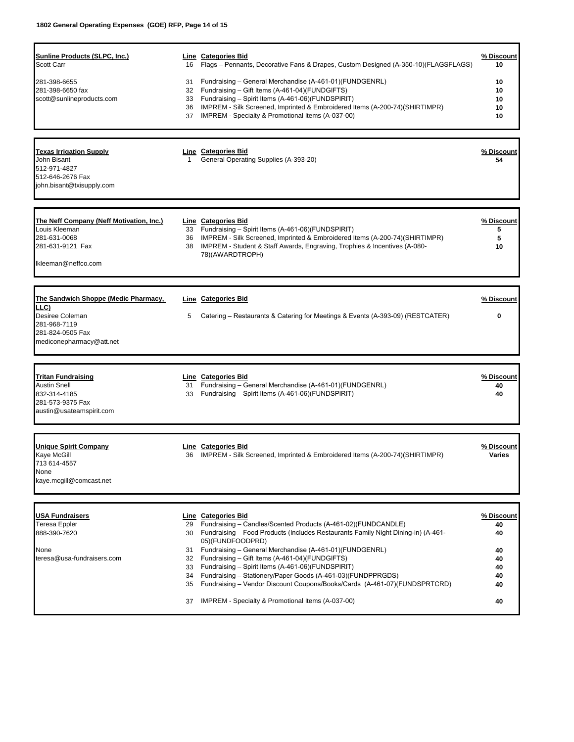**Sunline Products (SLPC, Inc.)**
Scott Carr
281-398-6655
281-398-6650 fax
scott@sunlineproducts.com

| Line | Categories Bid | % Discount |
|---|---|---|
| 16 | Flags – Pennants, Decorative Fans & Drapes, Custom Designed (A-350-10)(FLAGSFLAGS) | 10 |
| 31 | Fundraising – General Merchandise (A-461-01)(FUNDGENRL) | 10 |
| 32 | Fundraising – Gift Items (A-461-04)(FUNDGIFTS) | 10 |
| 33 | Fundraising – Spirit Items (A-461-06)(FUNDSPIRIT) | 10 |
| 36 | IMPREM - Silk Screened, Imprinted & Embroidered Items (A-200-74)(SHIRTIMPR) | 10 |
| 37 | IMPREM - Specialty & Promotional Items (A-037-00) | 10 |

**Texas Irrigation Supply**
John Bisant
512-971-4827
512-646-2676 Fax
john.bisant@txisupply.com

| Line | Categories Bid | % Discount |
|---|---|---|
| 1 | General Operating Supplies (A-393-20) | 54 |

**The Neff Company (Neff Motivation, Inc.)**
Louis Kleeman
281-631-0068
281-631-9121 Fax
lkleeman@neffco.com

| Line | Categories Bid | % Discount |
|---|---|---|
| 33 | Fundraising – Spirit Items (A-461-06)(FUNDSPIRIT) | 5 |
| 36 | IMPREM - Silk Screened, Imprinted & Embroidered Items (A-200-74)(SHIRTIMPR) | 5 |
| 38 | IMPREM - Student & Staff Awards, Engraving, Trophies & Incentives (A-080-78)(AWARDTROPH) | 10 |

**The Sandwich Shoppe (Medic Pharmacy, LLC)**
Desiree Coleman
281-968-7119
281-824-0505 Fax
mediconepharmacy@att.net

| Line | Categories Bid | % Discount |
|---|---|---|
| 5 | Catering – Restaurants & Catering for Meetings & Events (A-393-09) (RESTCATER) | 0 |

**Tritan Fundraising**
Austin Snell
832-314-4185
281-573-9375 Fax
austin@usateamspirit.com

| Line | Categories Bid | % Discount |
|---|---|---|
| 31 | Fundraising – General Merchandise (A-461-01)(FUNDGENRL) | 40 |
| 33 | Fundraising – Spirit Items (A-461-06)(FUNDSPIRIT) | 40 |

**Unique Spirit Company**
Kaye McGill
713 614-4557
None
kaye.mcgill@comcast.net

| Line | Categories Bid | % Discount |
|---|---|---|
| 36 | IMPREM - Silk Screened, Imprinted & Embroidered Items (A-200-74)(SHIRTIMPR) | Varies |

**USA Fundraisers**
Teresa Eppler
888-390-7620
None
teresa@usa-fundraisers.com

| Line | Categories Bid | % Discount |
|---|---|---|
| 29 | Fundraising – Candles/Scented Products (A-461-02)(FUNDCANDLE) | 40 |
| 30 | Fundraising – Food Products (Includes Restaurants Family Night Dining-in) (A-461-05)(FUNDFOODPRD) | 40 |
| 31 | Fundraising – General Merchandise (A-461-01)(FUNDGENRL) | 40 |
| 32 | Fundraising – Gift Items (A-461-04)(FUNDGIFTS) | 40 |
| 33 | Fundraising – Spirit Items (A-461-06)(FUNDSPIRIT) | 40 |
| 34 | Fundraising – Stationery/Paper Goods (A-461-03)(FUNDPPRGDS) | 40 |
| 35 | Fundraising – Vendor Discount Coupons/Books/Cards (A-461-07)(FUNDSPRTCRD) | 40 |
| 37 | IMPREM - Specialty & Promotional Items (A-037-00) | 40 |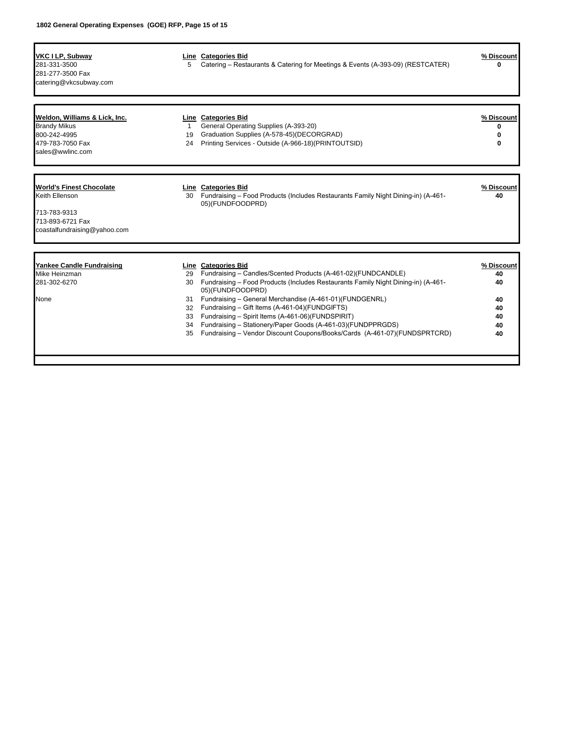| Vendor | Line | Categories Bid | % Discount |
| --- | --- | --- | --- |
| **VKC I LP, Subway**<br>281-331-3500<br>281-277-3500 Fax<br>catering@vkcsubway.com | 5 | Catering – Restaurants & Catering for Meetings & Events (A-393-09) (RESTCATER) | 0 |

| Vendor | Line | Categories Bid | % Discount |
| --- | --- | --- | --- |
| **Weldon, Williams & Lick, Inc.**<br>Brandy Mikus<br>800-242-4995<br>479-783-7050 Fax<br>sales@wwlinc.com | 1 | General Operating Supplies (A-393-20) | 0 |
| | 19 | Graduation Supplies (A-578-45)(DECORGRAD) | 0 |
| | 24 | Printing Services - Outside (A-966-18)(PRINTOUTSID) | 0 |

| Vendor | Line | Categories Bid | % Discount |
| --- | --- | --- | --- |
| **World's Finest Chocolate**<br>Keith Ellenson<br>713-783-9313<br>713-893-6721 Fax<br>coastalfundraising@yahoo.com | 30 | Fundraising – Food Products (Includes Restaurants Family Night Dining-in) (A-461-05)(FUNDFOODPRD) | 40 |

| Vendor | Line | Categories Bid | % Discount |
| --- | --- | --- | --- |
| **Yankee Candle Fundraising**<br>Mike Heinzman<br>281-302-6270<br>None | 29 | Fundraising – Candles/Scented Products (A-461-02)(FUNDCANDLE) | 40 |
| | 30 | Fundraising – Food Products (Includes Restaurants Family Night Dining-in) (A-461-05)(FUNDFOODPRD) | 40 |
| | 31 | Fundraising – General Merchandise (A-461-01)(FUNDGENRL) | 40 |
| | 32 | Fundraising – Gift Items (A-461-04)(FUNDGIFTS) | 40 |
| | 33 | Fundraising – Spirit Items (A-461-06)(FUNDSPIRIT) | 40 |
| | 34 | Fundraising – Stationery/Paper Goods (A-461-03)(FUNDPPRGDS) | 40 |
| | 35 | Fundraising – Vendor Discount Coupons/Books/Cards (A-461-07)(FUNDSPRTCRD) | 40 |